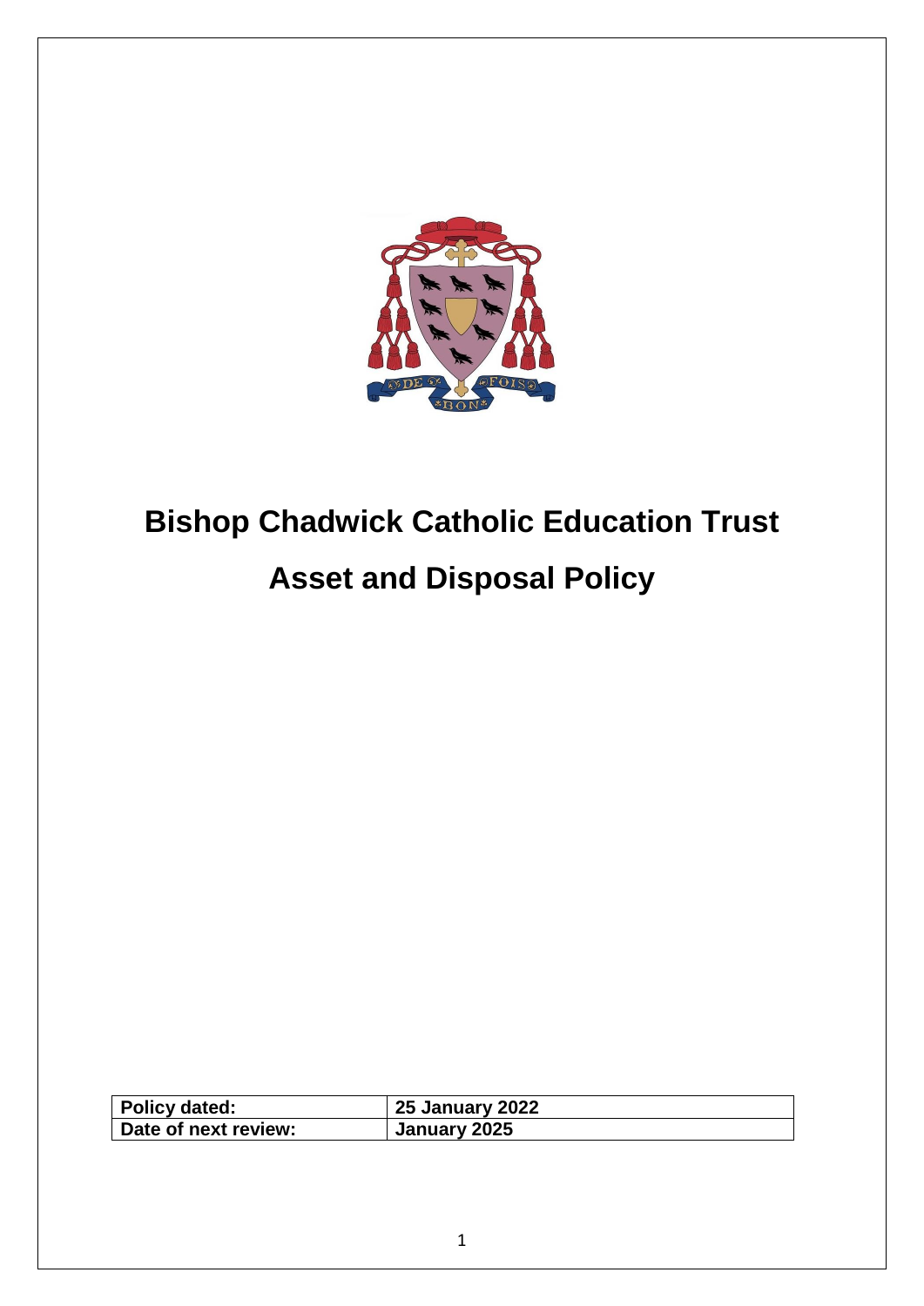# Bishop Chadwick Catholic Education Trust

# Asset and Disposal Policy

| | |
|---|---|
| **Policy dated:** | **25 January 2022** |
| **Date of next review:** | **January 2025** |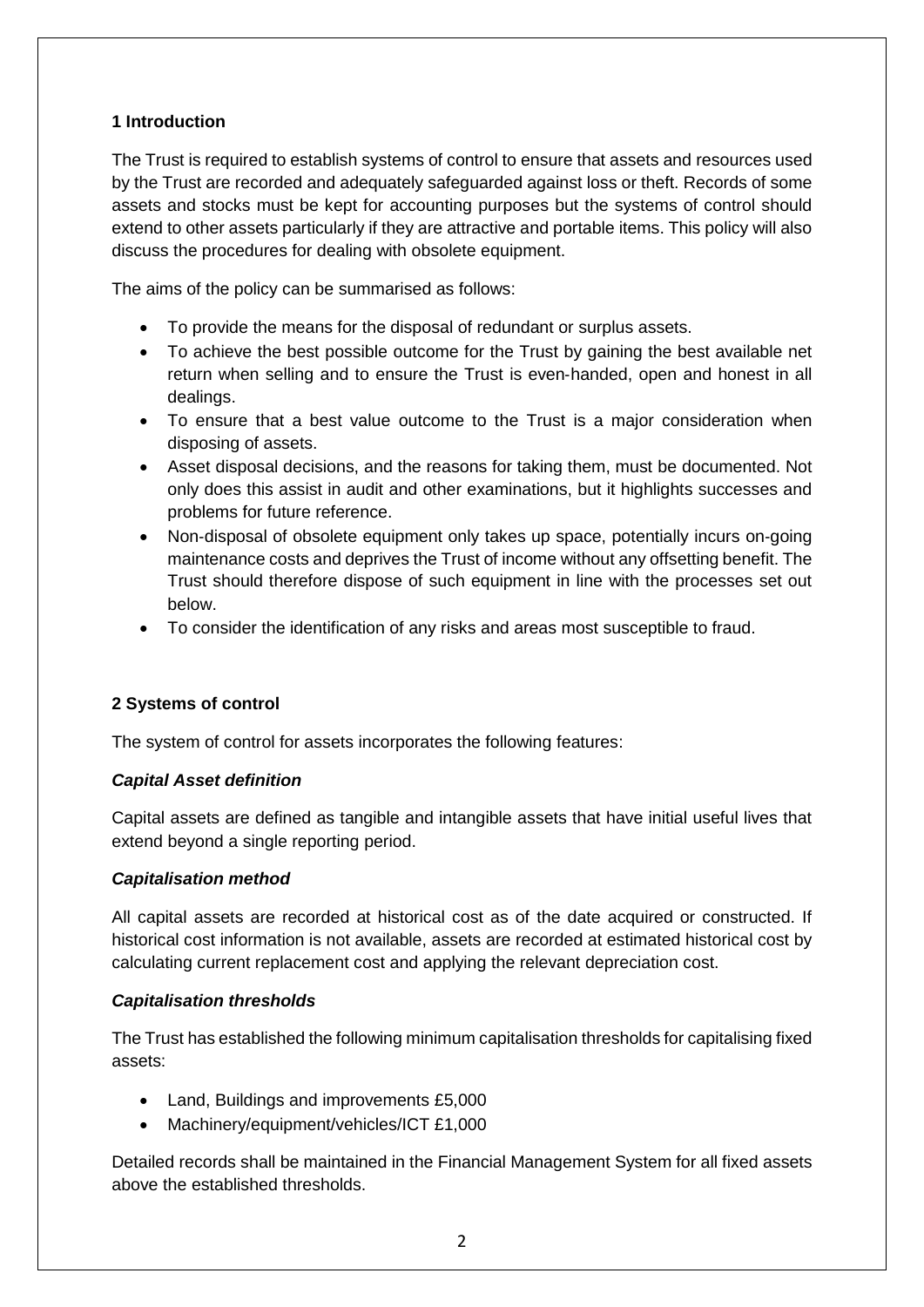## 1 Introduction

The Trust is required to establish systems of control to ensure that assets and resources used by the Trust are recorded and adequately safeguarded against loss or theft. Records of some assets and stocks must be kept for accounting purposes but the systems of control should extend to other assets particularly if they are attractive and portable items. This policy will also discuss the procedures for dealing with obsolete equipment.

The aims of the policy can be summarised as follows:

- To provide the means for the disposal of redundant or surplus assets.
- To achieve the best possible outcome for the Trust by gaining the best available net return when selling and to ensure the Trust is even-handed, open and honest in all dealings.
- To ensure that a best value outcome to the Trust is a major consideration when disposing of assets.
- Asset disposal decisions, and the reasons for taking them, must be documented. Not only does this assist in audit and other examinations, but it highlights successes and problems for future reference.
- Non-disposal of obsolete equipment only takes up space, potentially incurs on-going maintenance costs and deprives the Trust of income without any offsetting benefit. The Trust should therefore dispose of such equipment in line with the processes set out below.
- To consider the identification of any risks and areas most susceptible to fraud.

## 2 Systems of control

The system of control for assets incorporates the following features:

***Capital Asset definition***

Capital assets are defined as tangible and intangible assets that have initial useful lives that extend beyond a single reporting period.

***Capitalisation method***

All capital assets are recorded at historical cost as of the date acquired or constructed. If historical cost information is not available, assets are recorded at estimated historical cost by calculating current replacement cost and applying the relevant depreciation cost.

***Capitalisation thresholds***

The Trust has established the following minimum capitalisation thresholds for capitalising fixed assets:

- Land, Buildings and improvements £5,000
- Machinery/equipment/vehicles/ICT £1,000

Detailed records shall be maintained in the Financial Management System for all fixed assets above the established thresholds.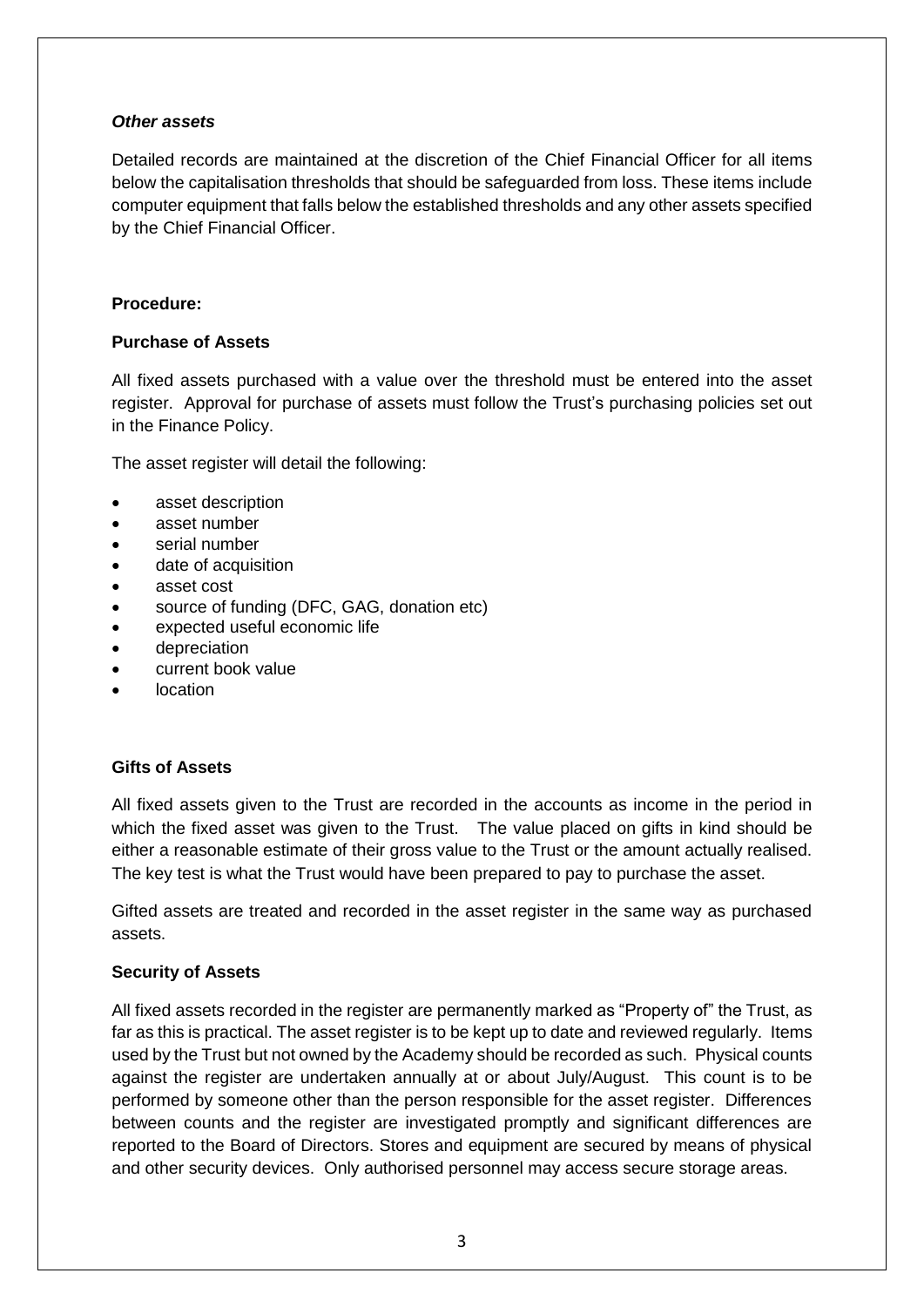***Other assets***

Detailed records are maintained at the discretion of the Chief Financial Officer for all items below the capitalisation thresholds that should be safeguarded from loss. These items include computer equipment that falls below the established thresholds and any other assets specified by the Chief Financial Officer.

**Procedure:**

**Purchase of Assets**

All fixed assets purchased with a value over the threshold must be entered into the asset register. Approval for purchase of assets must follow the Trust's purchasing policies set out in the Finance Policy.

The asset register will detail the following:

- asset description
- asset number
- serial number
- date of acquisition
- asset cost
- source of funding (DFC, GAG, donation etc)
- expected useful economic life
- depreciation
- current book value
- location

**Gifts of Assets**

All fixed assets given to the Trust are recorded in the accounts as income in the period in which the fixed asset was given to the Trust. The value placed on gifts in kind should be either a reasonable estimate of their gross value to the Trust or the amount actually realised. The key test is what the Trust would have been prepared to pay to purchase the asset.

Gifted assets are treated and recorded in the asset register in the same way as purchased assets.

**Security of Assets**

All fixed assets recorded in the register are permanently marked as "Property of" the Trust, as far as this is practical. The asset register is to be kept up to date and reviewed regularly. Items used by the Trust but not owned by the Academy should be recorded as such. Physical counts against the register are undertaken annually at or about July/August. This count is to be performed by someone other than the person responsible for the asset register. Differences between counts and the register are investigated promptly and significant differences are reported to the Board of Directors. Stores and equipment are secured by means of physical and other security devices. Only authorised personnel may access secure storage areas.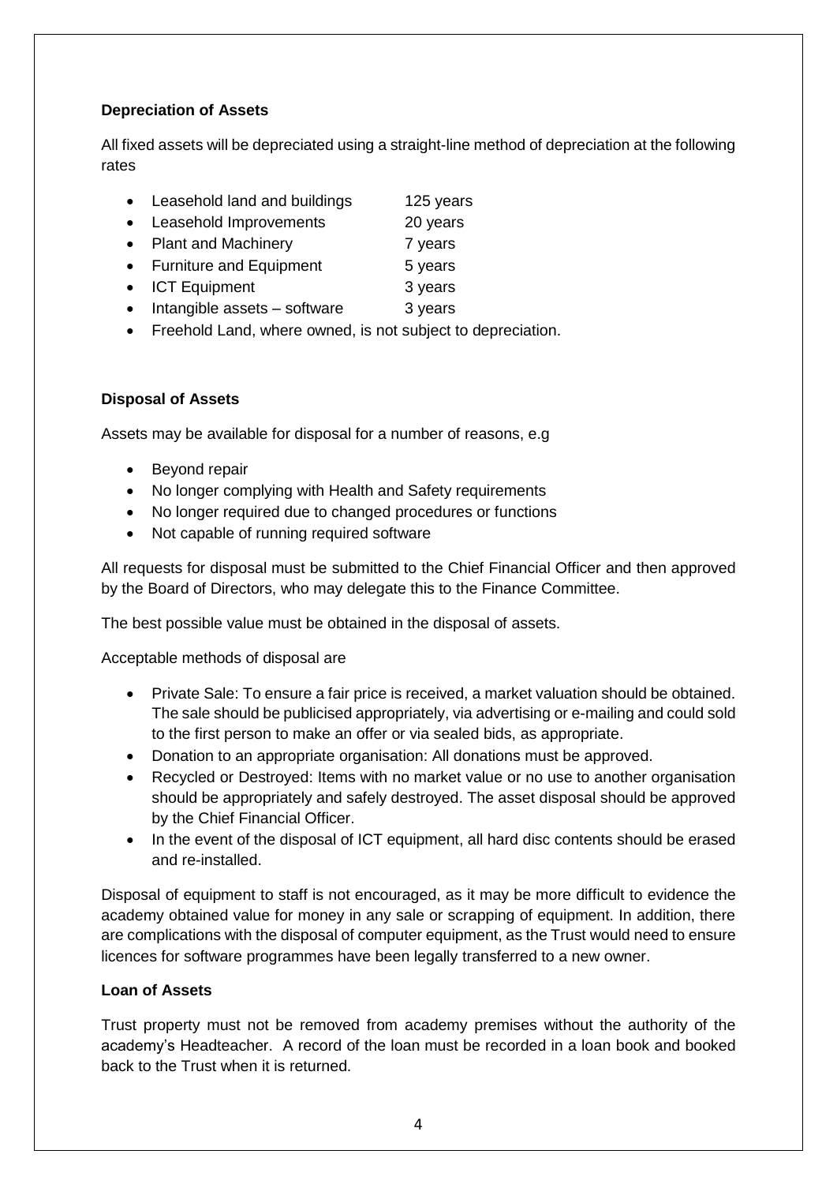**Depreciation of Assets**

All fixed assets will be depreciated using a straight-line method of depreciation at the following rates

- Leasehold land and buildings 125 years
- Leasehold Improvements 20 years
- Plant and Machinery 7 years
- Furniture and Equipment 5 years
- ICT Equipment 3 years
- Intangible assets – software 3 years
- Freehold Land, where owned, is not subject to depreciation.

**Disposal of Assets**

Assets may be available for disposal for a number of reasons, e.g

- Beyond repair
- No longer complying with Health and Safety requirements
- No longer required due to changed procedures or functions
- Not capable of running required software

All requests for disposal must be submitted to the Chief Financial Officer and then approved by the Board of Directors, who may delegate this to the Finance Committee.

The best possible value must be obtained in the disposal of assets.

Acceptable methods of disposal are

- Private Sale: To ensure a fair price is received, a market valuation should be obtained. The sale should be publicised appropriately, via advertising or e-mailing and could sold to the first person to make an offer or via sealed bids, as appropriate.
- Donation to an appropriate organisation: All donations must be approved.
- Recycled or Destroyed: Items with no market value or no use to another organisation should be appropriately and safely destroyed. The asset disposal should be approved by the Chief Financial Officer.
- In the event of the disposal of ICT equipment, all hard disc contents should be erased and re-installed.

Disposal of equipment to staff is not encouraged, as it may be more difficult to evidence the academy obtained value for money in any sale or scrapping of equipment. In addition, there are complications with the disposal of computer equipment, as the Trust would need to ensure licences for software programmes have been legally transferred to a new owner.

**Loan of Assets**

Trust property must not be removed from academy premises without the authority of the academy's Headteacher. A record of the loan must be recorded in a loan book and booked back to the Trust when it is returned.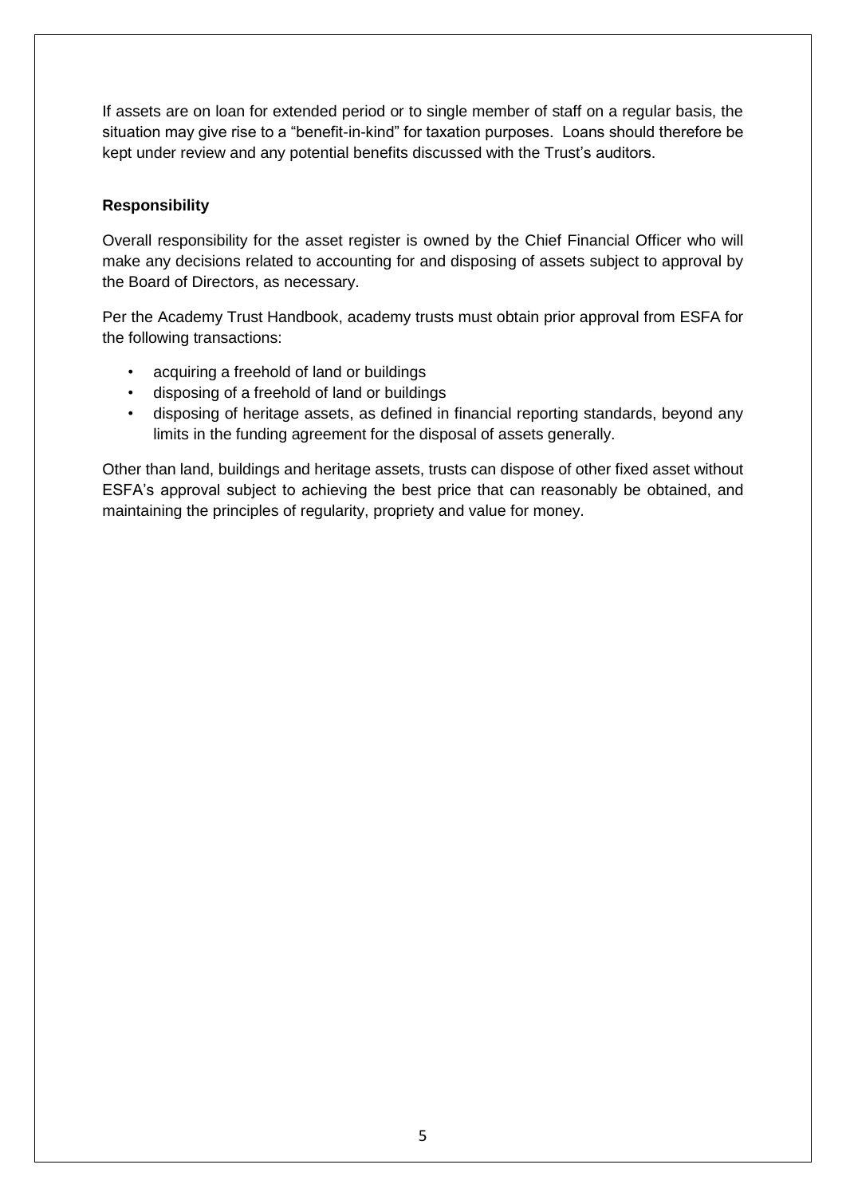If assets are on loan for extended period or to single member of staff on a regular basis, the situation may give rise to a "benefit-in-kind" for taxation purposes. Loans should therefore be kept under review and any potential benefits discussed with the Trust's auditors.

**Responsibility**

Overall responsibility for the asset register is owned by the Chief Financial Officer who will make any decisions related to accounting for and disposing of assets subject to approval by the Board of Directors, as necessary.

Per the Academy Trust Handbook, academy trusts must obtain prior approval from ESFA for the following transactions:

- acquiring a freehold of land or buildings
- disposing of a freehold of land or buildings
- disposing of heritage assets, as defined in financial reporting standards, beyond any limits in the funding agreement for the disposal of assets generally.

Other than land, buildings and heritage assets, trusts can dispose of other fixed asset without ESFA's approval subject to achieving the best price that can reasonably be obtained, and maintaining the principles of regularity, propriety and value for money.